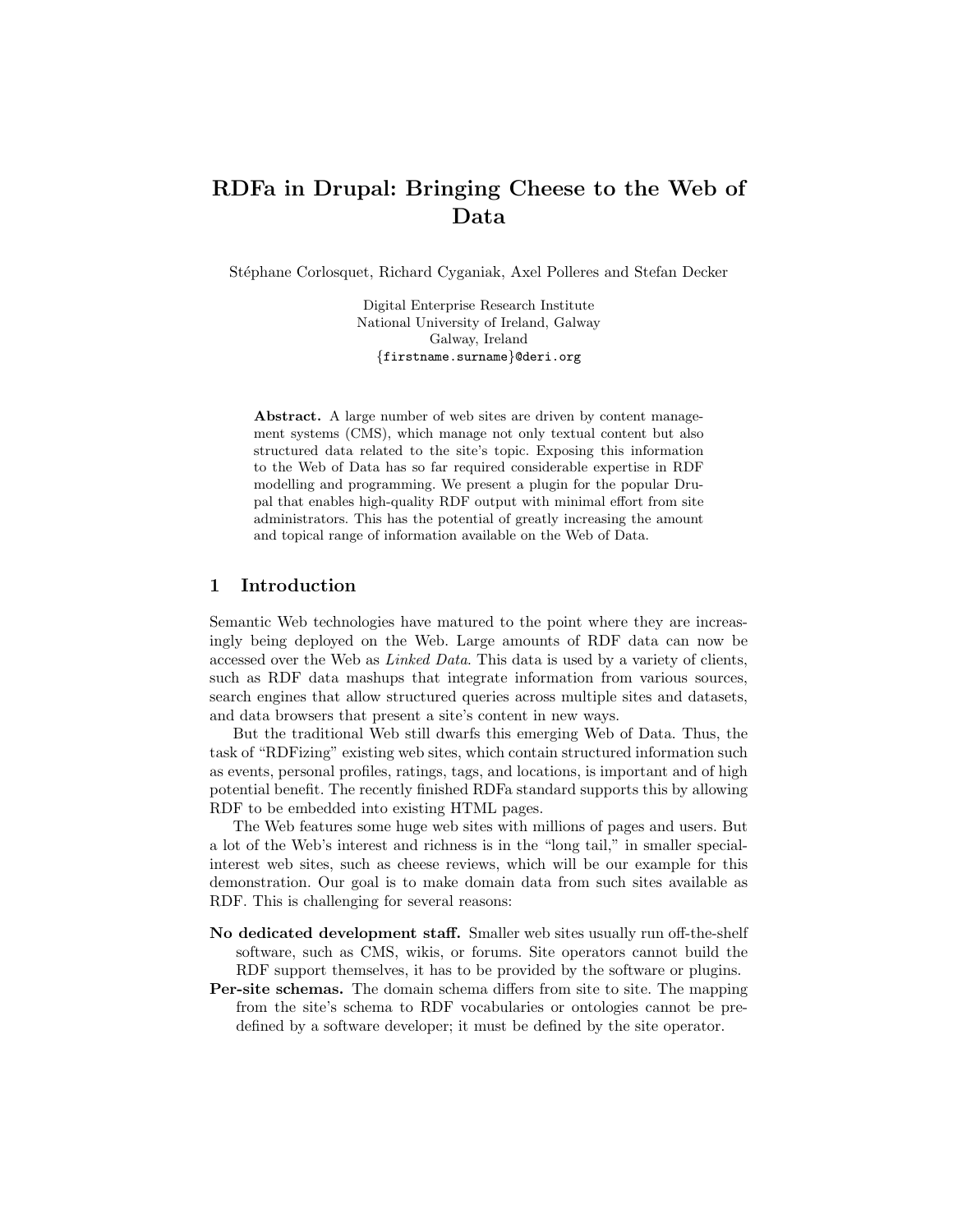# RDFa in Drupal: Bringing Cheese to the Web of Data

Stéphane Corlosquet, Richard Cyganiak, Axel Polleres and Stefan Decker

Digital Enterprise Research Institute
National University of Ireland, Galway
Galway, Ireland
{firstname.surname}@deri.org

**Abstract.** A large number of web sites are driven by content management systems (CMS), which manage not only textual content but also structured data related to the site's topic. Exposing this information to the Web of Data has so far required considerable expertise in RDF modelling and programming. We present a plugin for the popular Drupal that enables high-quality RDF output with minimal effort from site administrators. This has the potential of greatly increasing the amount and topical range of information available on the Web of Data.

## 1 Introduction

Semantic Web technologies have matured to the point where they are increasingly being deployed on the Web. Large amounts of RDF data can now be accessed over the Web as *Linked Data*. This data is used by a variety of clients, such as RDF data mashups that integrate information from various sources, search engines that allow structured queries across multiple sites and datasets, and data browsers that present a site's content in new ways.

But the traditional Web still dwarfs this emerging Web of Data. Thus, the task of "RDFizing" existing web sites, which contain structured information such as events, personal profiles, ratings, tags, and locations, is important and of high potential benefit. The recently finished RDFa standard supports this by allowing RDF to be embedded into existing HTML pages.

The Web features some huge web sites with millions of pages and users. But a lot of the Web's interest and richness is in the "long tail," in smaller special-interest web sites, such as cheese reviews, which will be our example for this demonstration. Our goal is to make domain data from such sites available as RDF. This is challenging for several reasons:

**No dedicated development staff.** Smaller web sites usually run off-the-shelf software, such as CMS, wikis, or forums. Site operators cannot build the RDF support themselves, it has to be provided by the software or plugins.

**Per-site schemas.** The domain schema differs from site to site. The mapping from the site's schema to RDF vocabularies or ontologies cannot be predefined by a software developer; it must be defined by the site operator.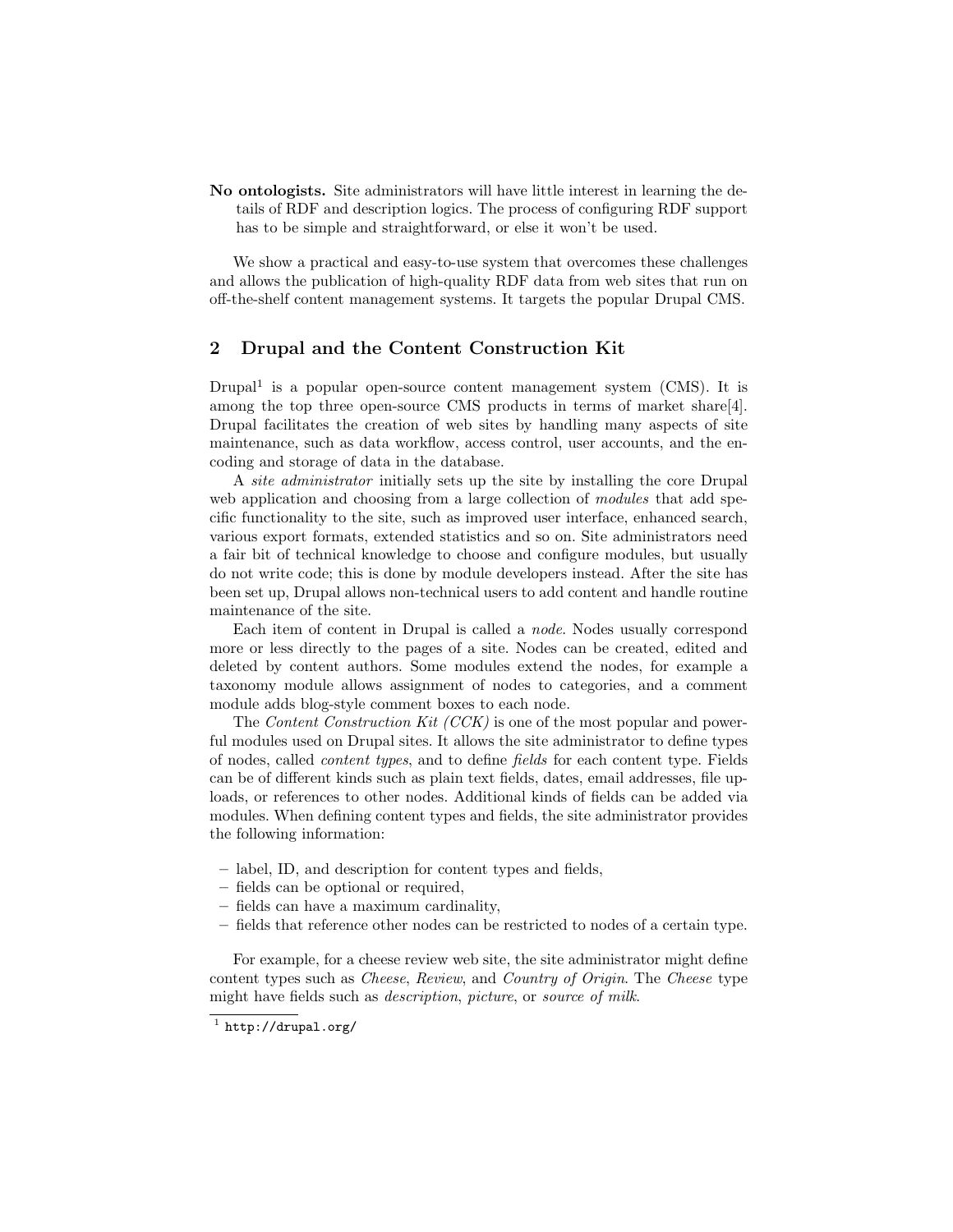**No ontologists.** Site administrators will have little interest in learning the details of RDF and description logics. The process of configuring RDF support has to be simple and straightforward, or else it won't be used.

We show a practical and easy-to-use system that overcomes these challenges and allows the publication of high-quality RDF data from web sites that run on off-the-shelf content management systems. It targets the popular Drupal CMS.

## 2 Drupal and the Content Construction Kit

Drupal[1] is a popular open-source content management system (CMS). It is among the top three open-source CMS products in terms of market share[4]. Drupal facilitates the creation of web sites by handling many aspects of site maintenance, such as data workflow, access control, user accounts, and the encoding and storage of data in the database.

A *site administrator* initially sets up the site by installing the core Drupal web application and choosing from a large collection of *modules* that add specific functionality to the site, such as improved user interface, enhanced search, various export formats, extended statistics and so on. Site administrators need a fair bit of technical knowledge to choose and configure modules, but usually do not write code; this is done by module developers instead. After the site has been set up, Drupal allows non-technical users to add content and handle routine maintenance of the site.

Each item of content in Drupal is called a *node*. Nodes usually correspond more or less directly to the pages of a site. Nodes can be created, edited and deleted by content authors. Some modules extend the nodes, for example a taxonomy module allows assignment of nodes to categories, and a comment module adds blog-style comment boxes to each node.

The *Content Construction Kit (CCK)* is one of the most popular and powerful modules used on Drupal sites. It allows the site administrator to define types of nodes, called *content types*, and to define *fields* for each content type. Fields can be of different kinds such as plain text fields, dates, email addresses, file uploads, or references to other nodes. Additional kinds of fields can be added via modules. When defining content types and fields, the site administrator provides the following information:

- label, ID, and description for content types and fields,
- fields can be optional or required,
- fields can have a maximum cardinality,
- fields that reference other nodes can be restricted to nodes of a certain type.

For example, for a cheese review web site, the site administrator might define content types such as *Cheese*, *Review*, and *Country of Origin*. The *Cheese* type might have fields such as *description*, *picture*, or *source of milk*.

[1] http://drupal.org/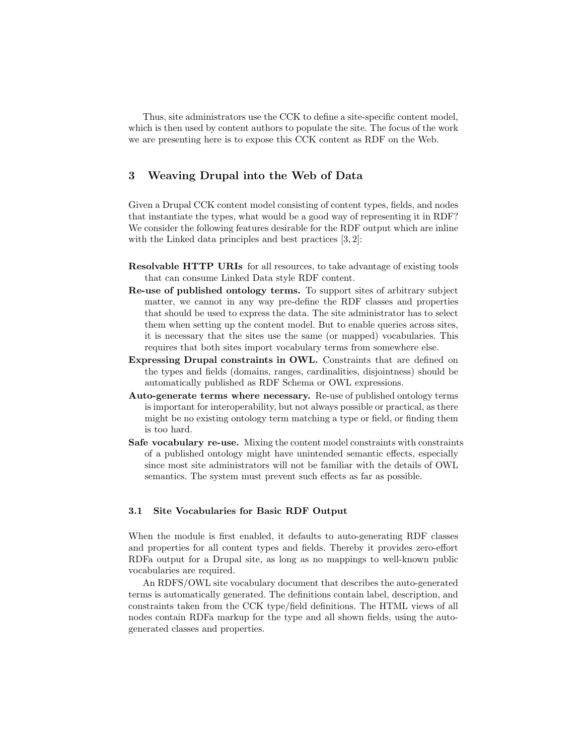Thus, site administrators use the CCK to define a site-specific content model, which is then used by content authors to populate the site. The focus of the work we are presenting here is to expose this CCK content as RDF on the Web.

## 3 Weaving Drupal into the Web of Data

Given a Drupal CCK content model consisting of content types, fields, and nodes that instantiate the types, what would be a good way of representing it in RDF? We consider the following features desirable for the RDF output which are inline with the Linked data principles and best practices [3, 2]:

- **Resolvable HTTP URIs** for all resources, to take advantage of existing tools that can consume Linked Data style RDF content.
- **Re-use of published ontology terms.** To support sites of arbitrary subject matter, we cannot in any way pre-define the RDF classes and properties that should be used to express the data. The site administrator has to select them when setting up the content model. But to enable queries across sites, it is necessary that the sites use the same (or mapped) vocabularies. This requires that both sites import vocabulary terms from somewhere else.
- **Expressing Drupal constraints in OWL.** Constraints that are defined on the types and fields (domains, ranges, cardinalities, disjointness) should be automatically published as RDF Schema or OWL expressions.
- **Auto-generate terms where necessary.** Re-use of published ontology terms is important for interoperability, but not always possible or practical, as there might be no existing ontology term matching a type or field, or finding them is too hard.
- **Safe vocabulary re-use.** Mixing the content model constraints with constraints of a published ontology might have unintended semantic effects, especially since most site administrators will not be familiar with the details of OWL semantics. The system must prevent such effects as far as possible.

### 3.1 Site Vocabularies for Basic RDF Output

When the module is first enabled, it defaults to auto-generating RDF classes and properties for all content types and fields. Thereby it provides zero-effort RDFa output for a Drupal site, as long as no mappings to well-known public vocabularies are required.

An RDFS/OWL site vocabulary document that describes the auto-generated terms is automatically generated. The definitions contain label, description, and constraints taken from the CCK type/field definitions. The HTML views of all nodes contain RDFa markup for the type and all shown fields, using the auto-generated classes and properties.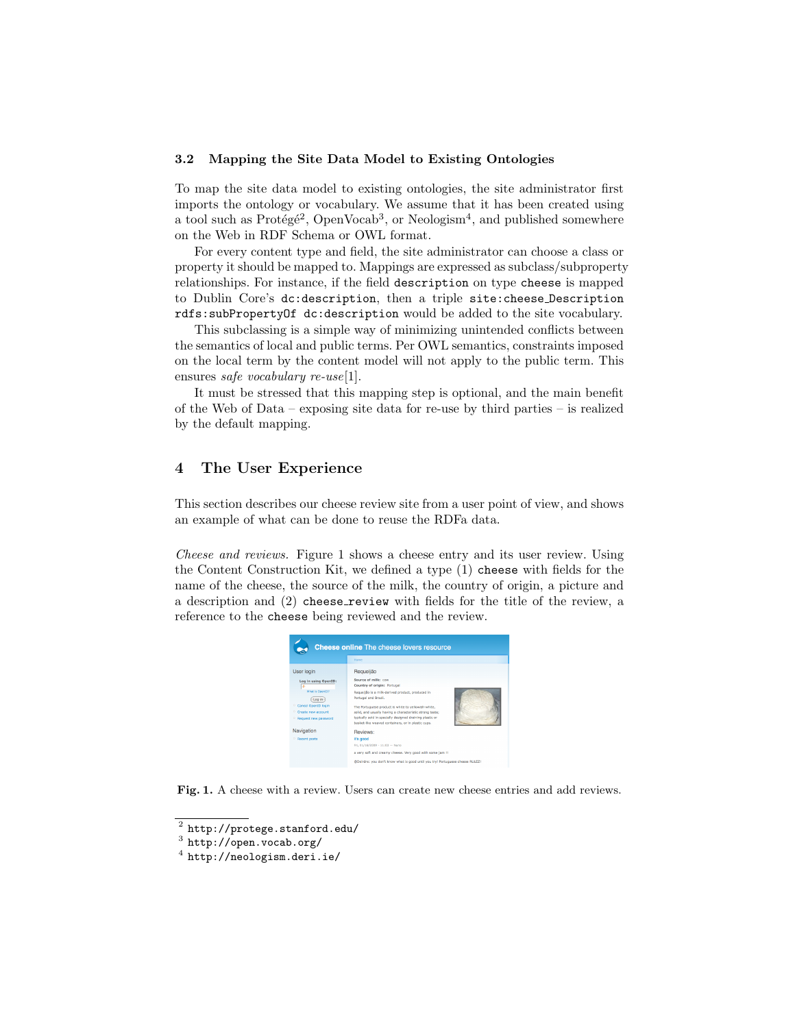### 3.2 Mapping the Site Data Model to Existing Ontologies

To map the site data model to existing ontologies, the site administrator first imports the ontology or vocabulary. We assume that it has been created using a tool such as Protégé[2], OpenVocab[3], or Neologism[4], and published somewhere on the Web in RDF Schema or OWL format.

For every content type and field, the site administrator can choose a class or property it should be mapped to. Mappings are expressed as subclass/subproperty relationships. For instance, if the field `description` on type `cheese` is mapped to Dublin Core's `dc:description`, then a triple `site:cheese_Description rdfs:subPropertyOf dc:description` would be added to the site vocabulary.

This subclassing is a simple way of minimizing unintended conflicts between the semantics of local and public terms. Per OWL semantics, constraints imposed on the local term by the content model will not apply to the public term. This ensures *safe vocabulary re-use*[1].

It must be stressed that this mapping step is optional, and the main benefit of the Web of Data – exposing site data for re-use by third parties – is realized by the default mapping.

## 4 The User Experience

This section describes our cheese review site from a user point of view, and shows an example of what can be done to reuse the RDFa data.

*Cheese and reviews.* Figure 1 shows a cheese entry and its user review. Using the Content Construction Kit, we defined a type (1) `cheese` with fields for the name of the cheese, the source of the milk, the country of origin, a picture and a description and (2) `cheese_review` with fields for the title of the review, a reference to the `cheese` being reviewed and the review.

**Fig. 1.** A cheese with a review. Users can create new cheese entries and add reviews.

[2] http://protege.stanford.edu/
[3] http://open.vocab.org/
[4] http://neologism.deri.ie/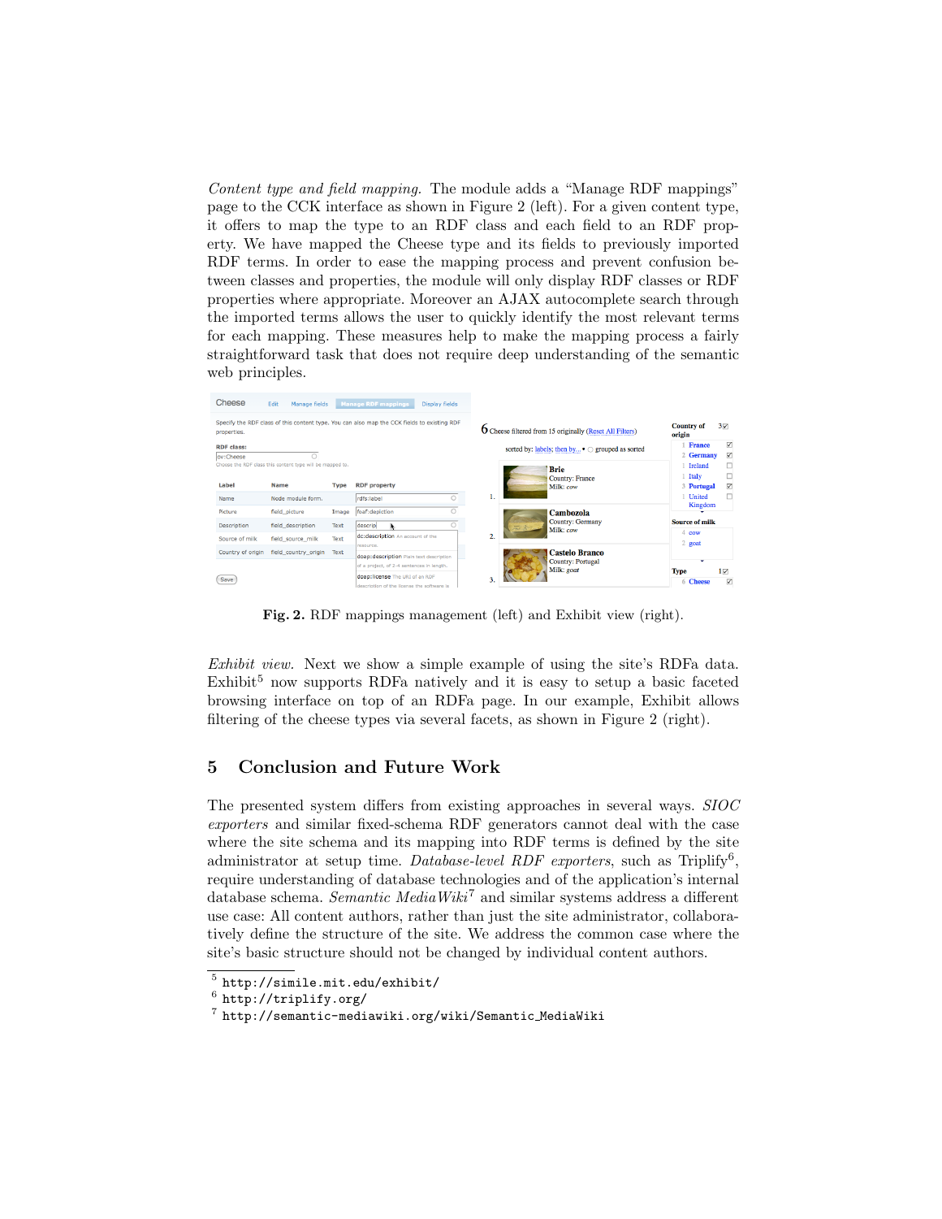*Content type and field mapping.* The module adds a "Manage RDF mappings" page to the CCK interface as shown in Figure 2 (left). For a given content type, it offers to map the type to an RDF class and each field to an RDF property. We have mapped the Cheese type and its fields to previously imported RDF terms. In order to ease the mapping process and prevent confusion between classes and properties, the module will only display RDF classes or RDF properties where appropriate. Moreover an AJAX autocomplete search through the imported terms allows the user to quickly identify the most relevant terms for each mapping. These measures help to make the mapping process a fairly straightforward task that does not require deep understanding of the semantic web principles.

**Fig. 2.** RDF mappings management (left) and Exhibit view (right).

*Exhibit view.* Next we show a simple example of using the site's RDFa data. Exhibit[5] now supports RDFa natively and it is easy to setup a basic faceted browsing interface on top of an RDFa page. In our example, Exhibit allows filtering of the cheese types via several facets, as shown in Figure 2 (right).

## 5 Conclusion and Future Work

The presented system differs from existing approaches in several ways. *SIOC exporters* and similar fixed-schema RDF generators cannot deal with the case where the site schema and its mapping into RDF terms is defined by the site administrator at setup time. *Database-level RDF exporters*, such as Triplify[6], require understanding of database technologies and of the application's internal database schema. *Semantic MediaWiki*[7] and similar systems address a different use case: All content authors, rather than just the site administrator, collaboratively define the structure of the site. We address the common case where the site's basic structure should not be changed by individual content authors.

---

[5] http://simile.mit.edu/exhibit/

[6] http://triplify.org/

[7] http://semantic-mediawiki.org/wiki/Semantic_MediaWiki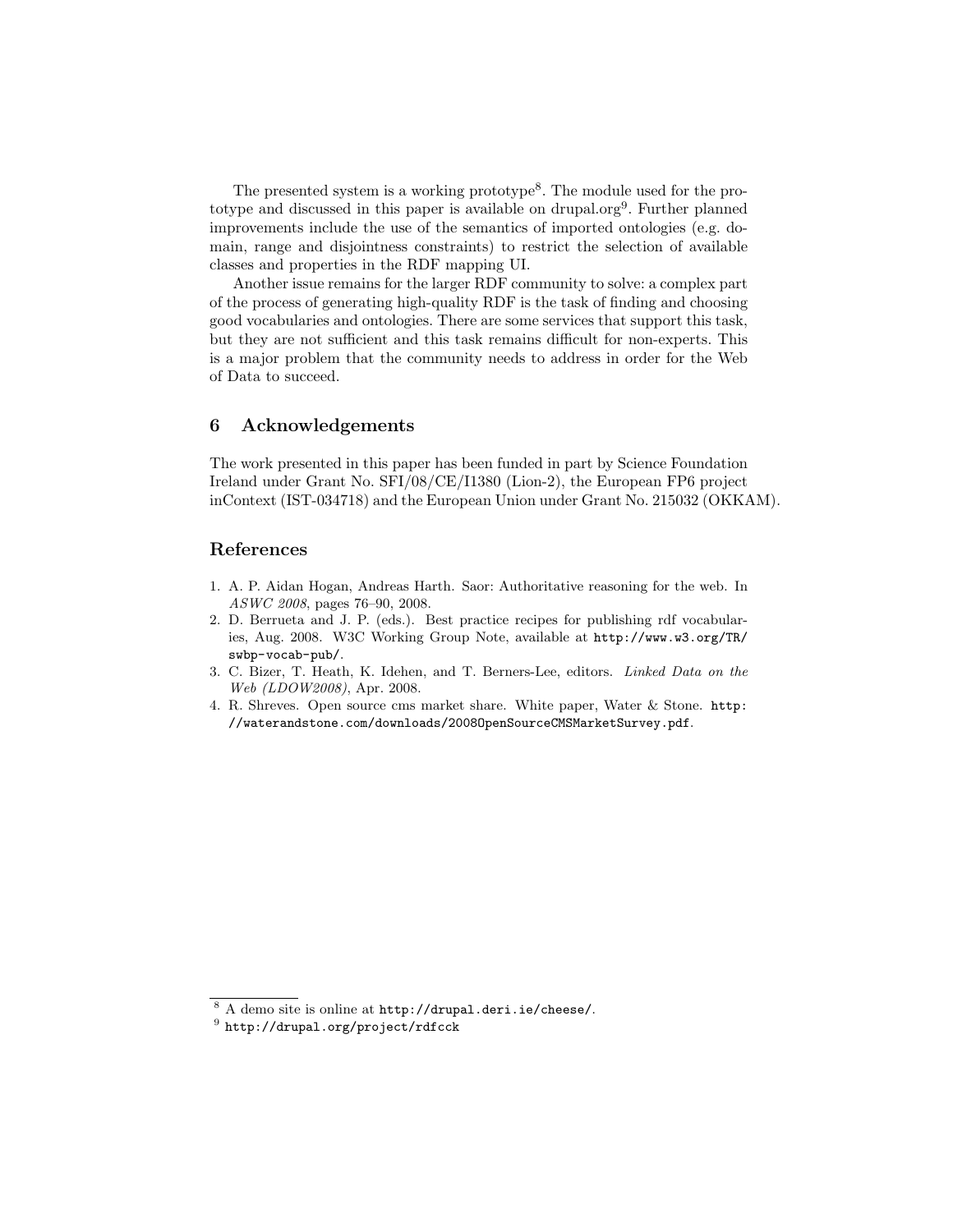The presented system is a working prototype[8]. The module used for the prototype and discussed in this paper is available on drupal.org[9]. Further planned improvements include the use of the semantics of imported ontologies (e.g. domain, range and disjointness constraints) to restrict the selection of available classes and properties in the RDF mapping UI.

Another issue remains for the larger RDF community to solve: a complex part of the process of generating high-quality RDF is the task of finding and choosing good vocabularies and ontologies. There are some services that support this task, but they are not sufficient and this task remains difficult for non-experts. This is a major problem that the community needs to address in order for the Web of Data to succeed.

## 6 Acknowledgements

The work presented in this paper has been funded in part by Science Foundation Ireland under Grant No. SFI/08/CE/I1380 (Lion-2), the European FP6 project inContext (IST-034718) and the European Union under Grant No. 215032 (OKKAM).

## References

1. A. P. Aidan Hogan, Andreas Harth. Saor: Authoritative reasoning for the web. In *ASWC 2008*, pages 76–90, 2008.
2. D. Berrueta and J. P. (eds.). Best practice recipes for publishing rdf vocabularies, Aug. 2008. W3C Working Group Note, available at `http://www.w3.org/TR/swbp-vocab-pub/`.
3. C. Bizer, T. Heath, K. Idehen, and T. Berners-Lee, editors. *Linked Data on the Web (LDOW2008)*, Apr. 2008.
4. R. Shreves. Open source cms market share. White paper, Water & Stone. `http://waterandstone.com/downloads/2008OpenSourceCMSMarketSurvey.pdf`.

---

[8] A demo site is online at `http://drupal.deri.ie/cheese/`.

[9] `http://drupal.org/project/rdfcck`